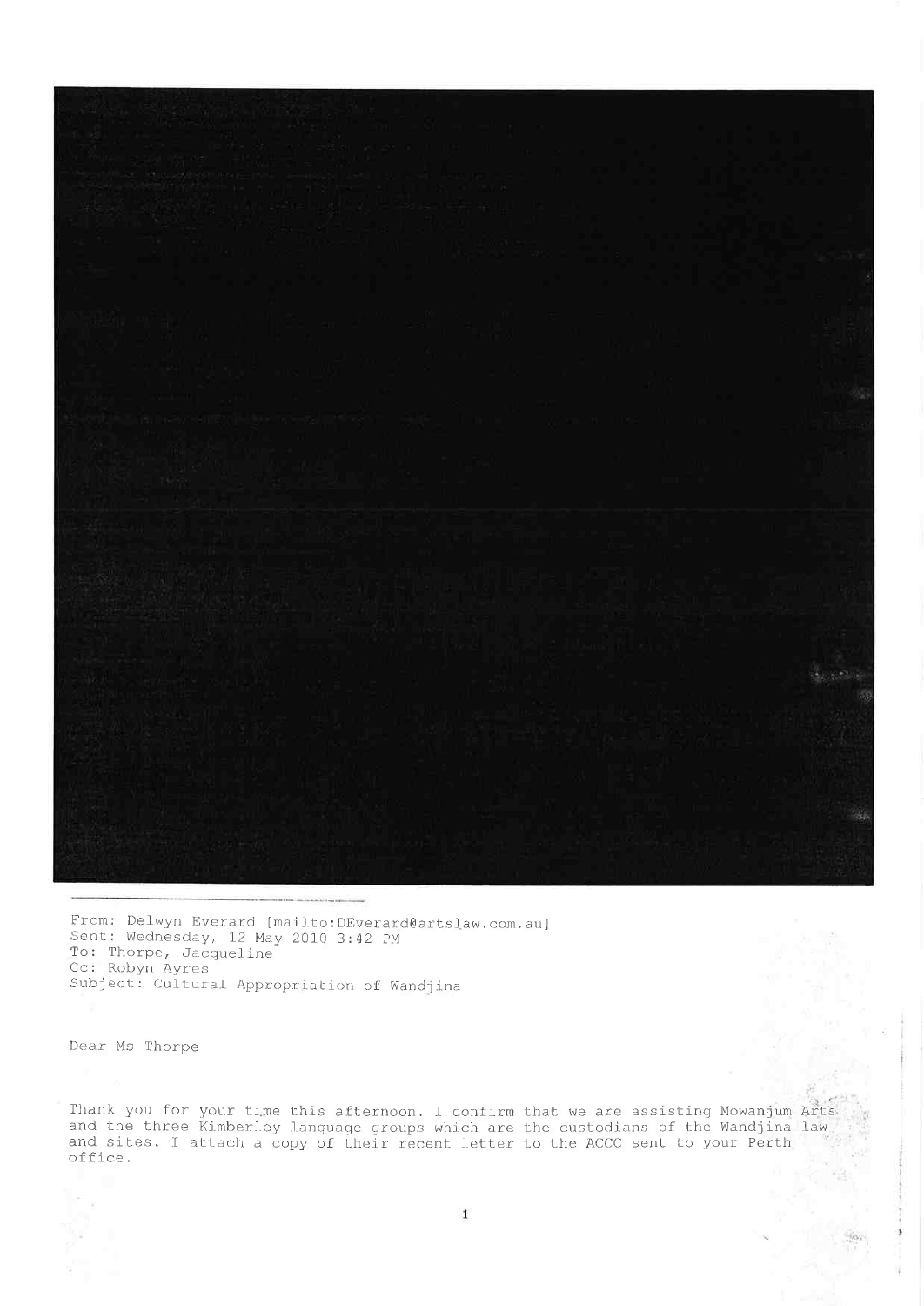---

From: Delwyn Everard [mailto:DEverard@artslaw.com.au]
Sent: Wednesday, 12 May 2010 3:42 PM
To: Thorpe, Jacqueline
Cc: Robyn Ayres
Subject: Cultural Appropriation of Wandjina

Dear Ms Thorpe

Thank you for your time this afternoon. I confirm that we are assisting Mowanjum Arts and the three Kimberley language groups which are the custodians of the Wandjina law and sites. I attach a copy of their recent letter to the ACCC sent to your Perth office.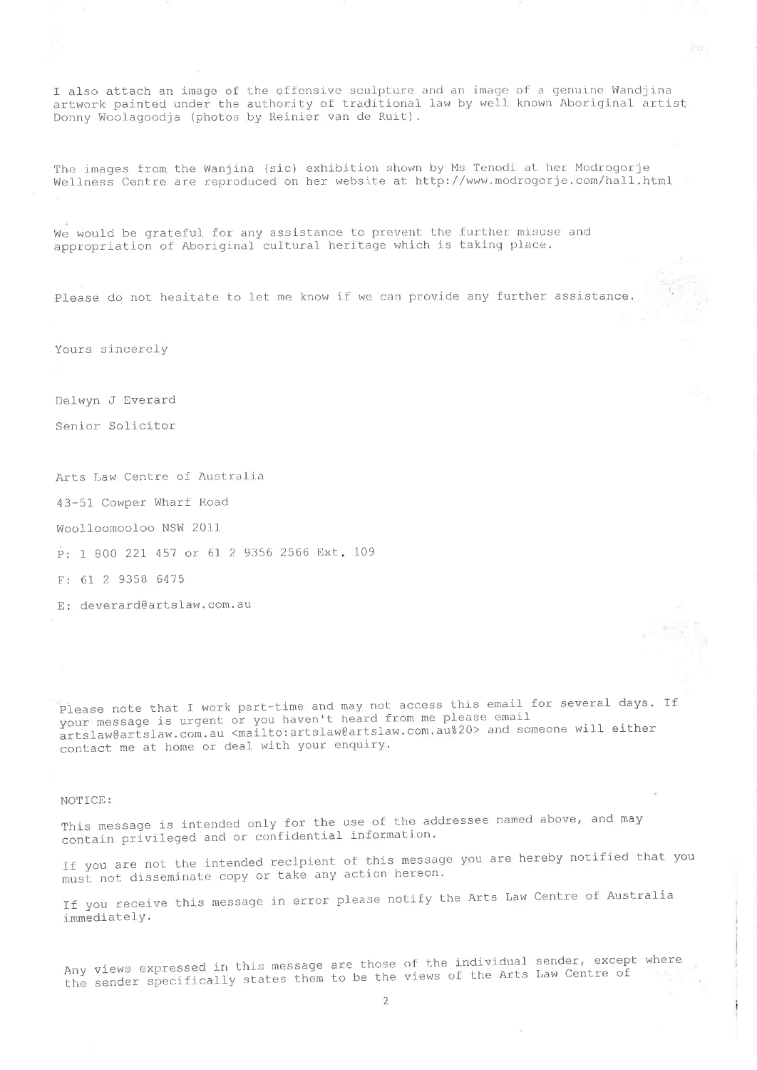I also attach an image of the offensive sculpture and an image of a genuine Wandjina artwork painted under the authority of traditional law by well known Aboriginal artist Donny Woolagoodja (photos by Reinier van de Ruit).

The images from the Wanjina (sic) exhibition shown by Ms Tenodi at her Modrogorje Wellness Centre are reproduced on her website at http://www.modrogorje.com/hall.html

We would be grateful for any assistance to prevent the further misuse and appropriation of Aboriginal cultural heritage which is taking place.

Please do not hesitate to let me know if we can provide any further assistance.

Yours sincerely

Delwyn J Everard

Senior Solicitor

Arts Law Centre of Australia

43-51 Cowper Wharf Road

Woolloomooloo NSW 2011

P: 1 800 221 457 or 61 2 9356 2566 Ext. 109

F: 61 2 9358 6475

E: deverard@artslaw.com.au

Please note that I work part-time and may not access this email for several days. If your message is urgent or you haven't heard from me please email artslaw@artslaw.com.au <mailto:artslaw@artslaw.com.au%20> and someone will either contact me at home or deal with your enquiry.

NOTICE:

This message is intended only for the use of the addressee named above, and may contain privileged and or confidential information.

If you are not the intended recipient of this message you are hereby notified that you must not disseminate copy or take any action hereon.

If you receive this message in error please notify the Arts Law Centre of Australia immediately.

Any views expressed in this message are those of the individual sender, except where the sender specifically states them to be the views of the Arts Law Centre of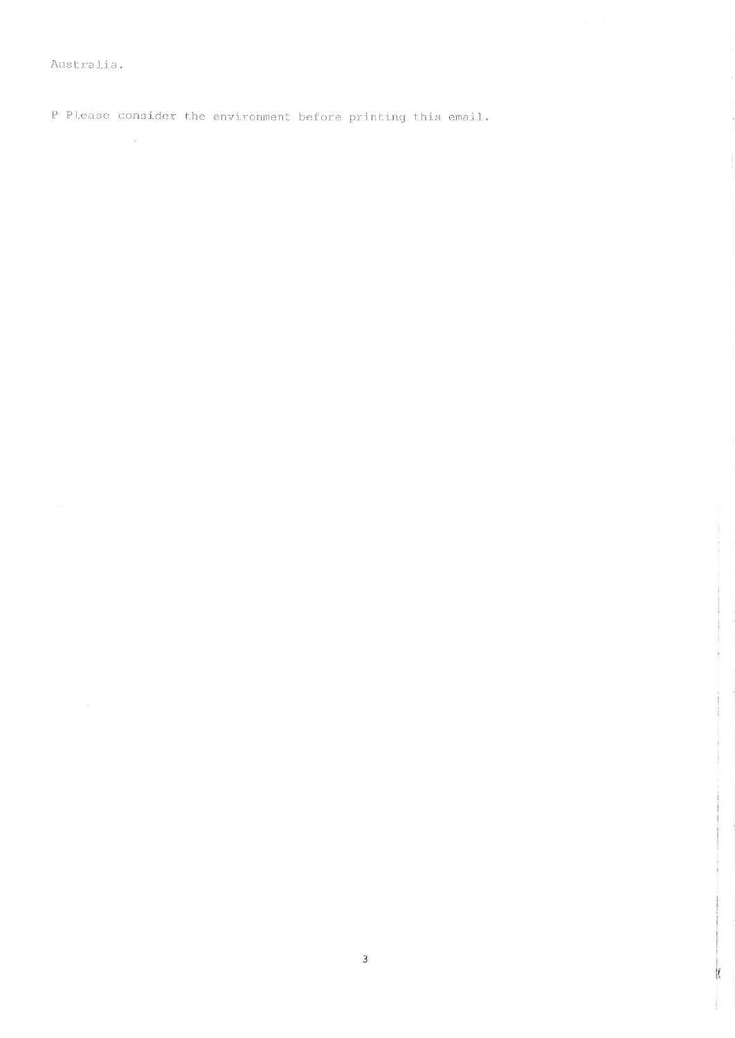Australia.

P Please consider the environment before printing this email.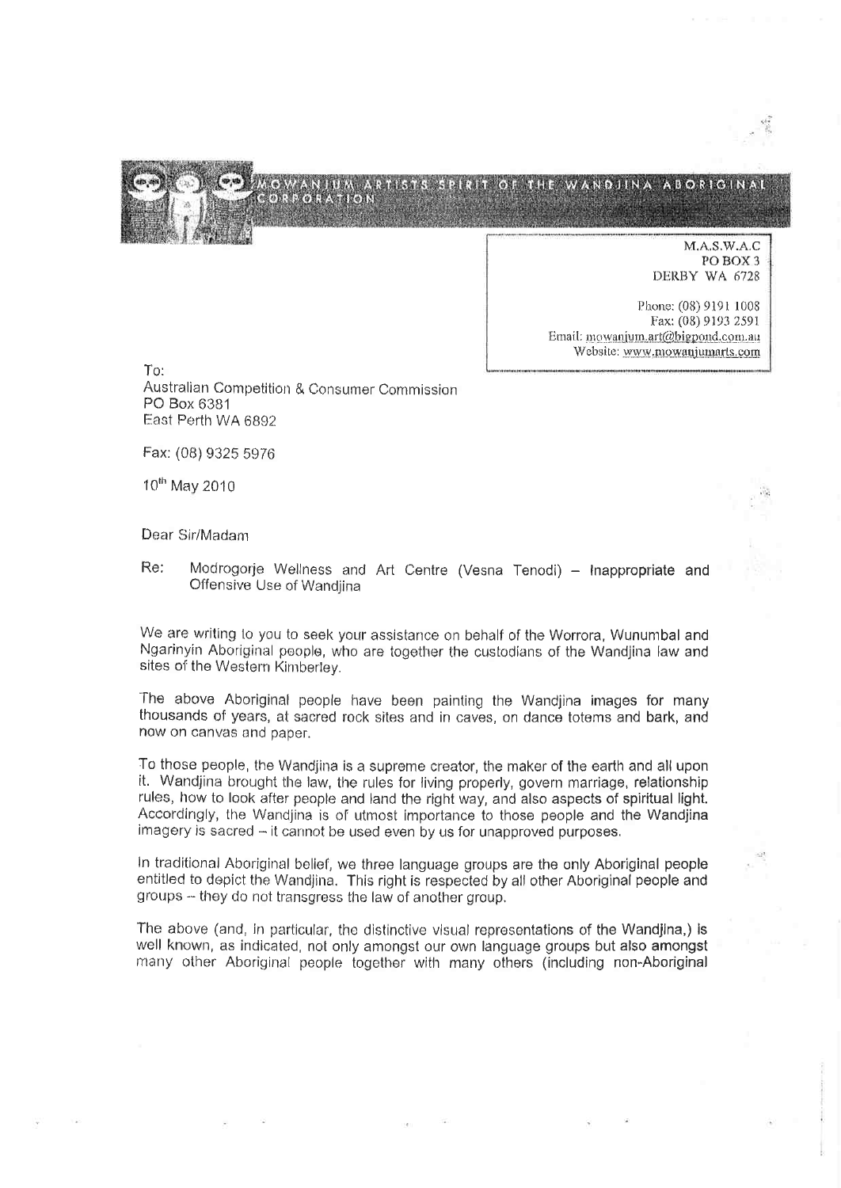MOWANJUM ARTISTS SPIRIT OF THE WANDJINA ABORIGINAL CORPORATION

M.A.S.W.A.C
PO BOX 3
DERBY WA 6728

Phone: (08) 9191 1008
Fax: (08) 9193 2591
Email: mowanjum.art@bigpond.com.au
Website: www.mowanjumarts.com

To:
Australian Competition & Consumer Commission
PO Box 6381
East Perth WA 6892

Fax: (08) 9325 5976

10[th] May 2010

Dear Sir/Madam

Re: Modrogorje Wellness and Art Centre (Vesna Tenodi) – Inappropriate and Offensive Use of Wandjina

We are writing to you to seek your assistance on behalf of the Worrora, Wunumbal and Ngarinyin Aboriginal people, who are together the custodians of the Wandjina law and sites of the Western Kimberley.

The above Aboriginal people have been painting the Wandjina images for many thousands of years, at sacred rock sites and in caves, on dance totems and bark, and now on canvas and paper.

To those people, the Wandjina is a supreme creator, the maker of the earth and all upon it. Wandjina brought the law, the rules for living properly, govern marriage, relationship rules, how to look after people and land the right way, and also aspects of spiritual light. Accordingly, the Wandjina is of utmost importance to those people and the Wandjina imagery is sacred – it cannot be used even by us for unapproved purposes.

In traditional Aboriginal belief, we three language groups are the only Aboriginal people entitled to depict the Wandjina. This right is respected by all other Aboriginal people and groups – they do not transgress the law of another group.

The above (and, in particular, the distinctive visual representations of the Wandjina,) is well known, as indicated, not only amongst our own language groups but also amongst many other Aboriginal people together with many others (including non-Aboriginal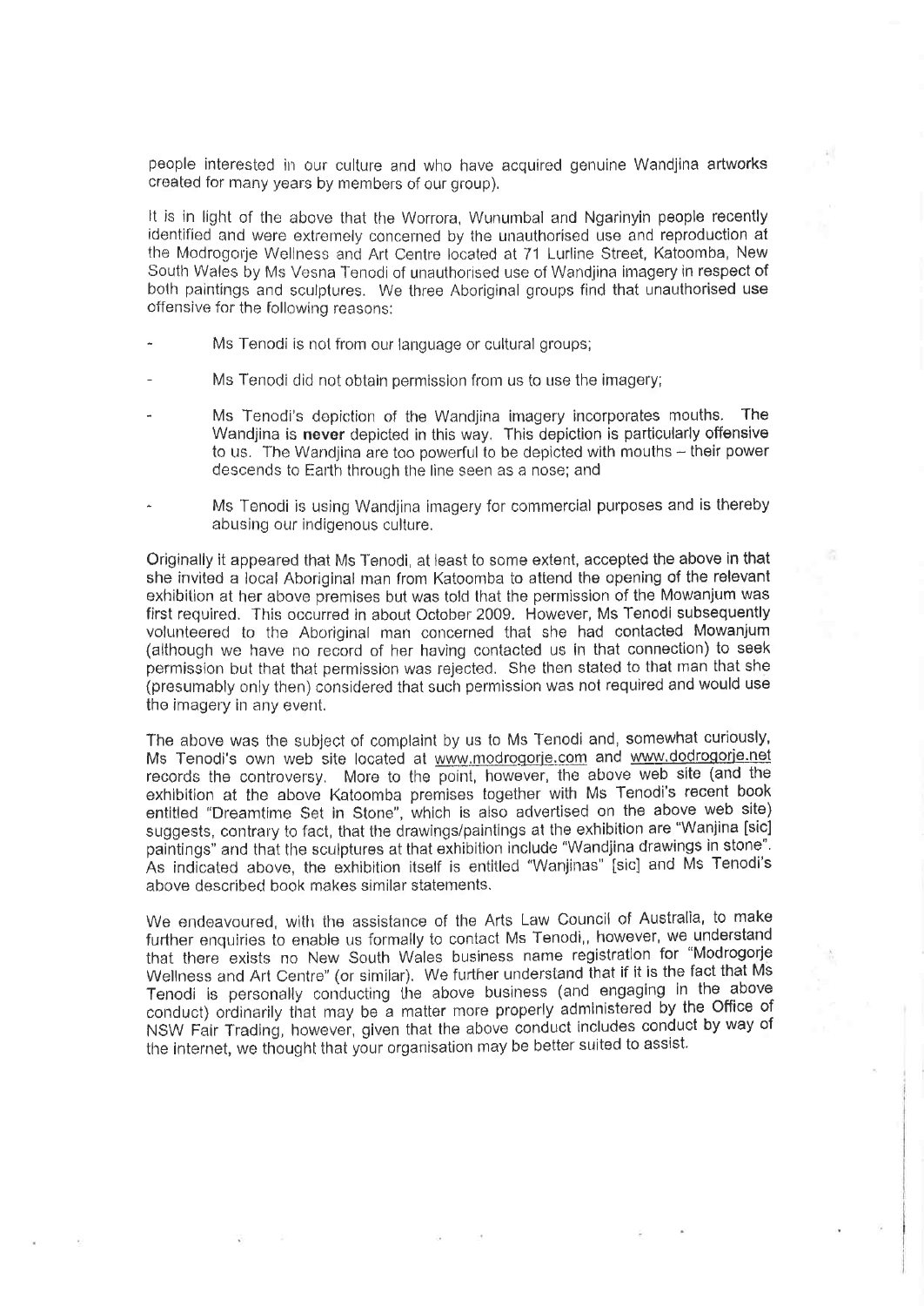people interested in our culture and who have acquired genuine Wandjina artworks created for many years by members of our group).

It is in light of the above that the Worrora, Wunumbal and Ngarinyin people recently identified and were extremely concerned by the unauthorised use and reproduction at the Modrogorje Wellness and Art Centre located at 71 Lurline Street, Katoomba, New South Wales by Ms Vesna Tenodi of unauthorised use of Wandjina imagery in respect of both paintings and sculptures. We three Aboriginal groups find that unauthorised use offensive for the following reasons:

- Ms Tenodi is not from our language or cultural groups;
- Ms Tenodi did not obtain permission from us to use the imagery;
- Ms Tenodi's depiction of the Wandjina imagery incorporates mouths. The Wandjina is **never** depicted in this way. This depiction is particularly offensive to us. The Wandjina are too powerful to be depicted with mouths – their power descends to Earth through the line seen as a nose; and
- Ms Tenodi is using Wandjina imagery for commercial purposes and is thereby abusing our indigenous culture.

Originally it appeared that Ms Tenodi, at least to some extent, accepted the above in that she invited a local Aboriginal man from Katoomba to attend the opening of the relevant exhibition at her above premises but was told that the permission of the Mowanjum was first required. This occurred in about October 2009. However, Ms Tenodi subsequently volunteered to the Aboriginal man concerned that she had contacted Mowanjum (although we have no record of her having contacted us in that connection) to seek permission but that that permission was rejected. She then stated to that man that she (presumably only then) considered that such permission was not required and would use the imagery in any event.

The above was the subject of complaint by us to Ms Tenodi and, somewhat curiously, Ms Tenodi's own web site located at www.modrogorje.com and www.dodrogorje.net records the controversy. More to the point, however, the above web site (and the exhibition at the above Katoomba premises together with Ms Tenodi's recent book entitled "Dreamtime Set in Stone", which is also advertised on the above web site) suggests, contrary to fact, that the drawings/paintings at the exhibition are "Wanjina [sic] paintings" and that the sculptures at that exhibition include "Wandjina drawings in stone". As indicated above, the exhibition itself is entitled "Wanjinas" [sic] and Ms Tenodi's above described book makes similar statements.

We endeavoured, with the assistance of the Arts Law Council of Australia, to make further enquiries to enable us formally to contact Ms Tenodi,, however, we understand that there exists no New South Wales business name registration for "Modrogorje Wellness and Art Centre" (or similar). We further understand that if it is the fact that Ms Tenodi is personally conducting the above business (and engaging in the above conduct) ordinarily that may be a matter more properly administered by the Office of NSW Fair Trading, however, given that the above conduct includes conduct by way of the internet, we thought that your organisation may be better suited to assist.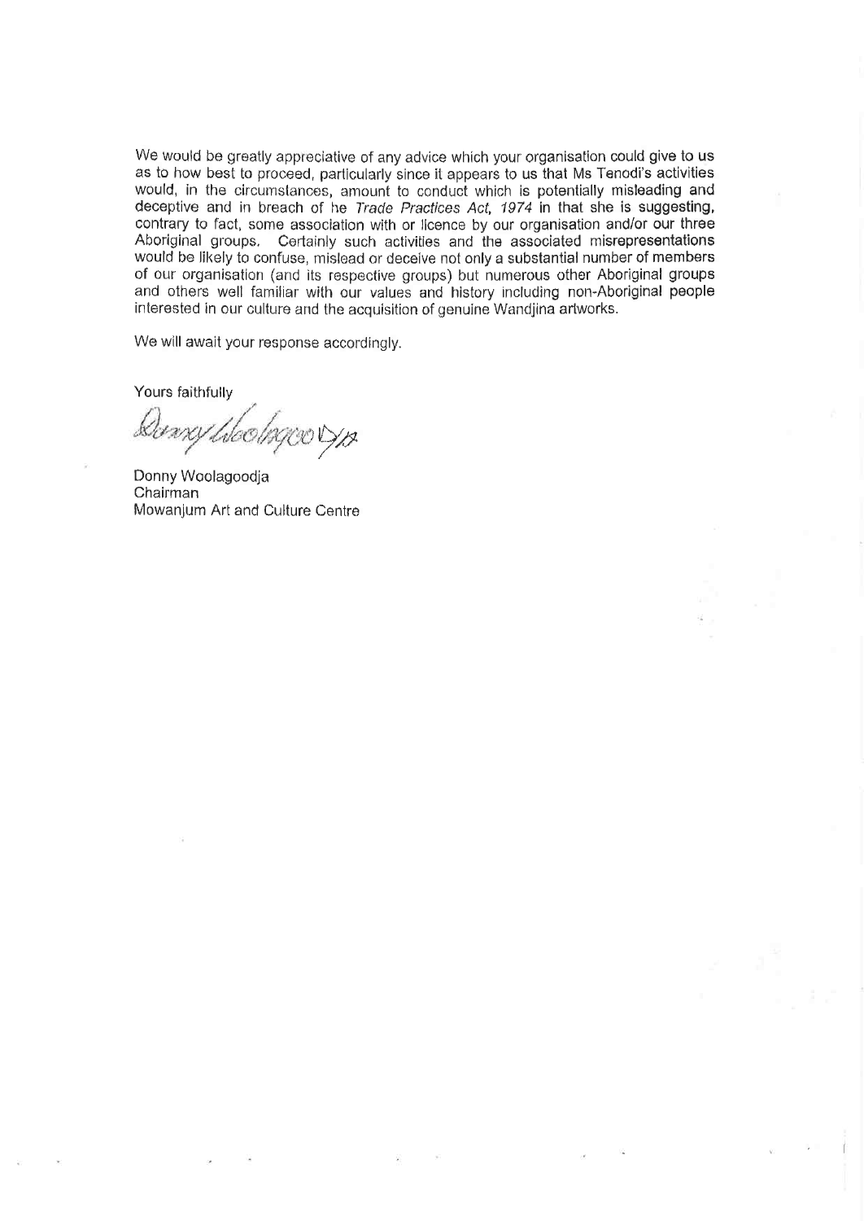We would be greatly appreciative of any advice which your organisation could give to us as to how best to proceed, particularly since it appears to us that Ms Tenodi's activities would, in the circumstances, amount to conduct which is potentially misleading and deceptive and in breach of he *Trade Practices Act, 1974* in that she is suggesting, contrary to fact, some association with or licence by our organisation and/or our three Aboriginal groups. Certainly such activities and the associated misrepresentations would be likely to confuse, mislead or deceive not only a substantial number of members of our organisation (and its respective groups) but numerous other Aboriginal groups and others well familiar with our values and history including non-Aboriginal people interested in our culture and the acquisition of genuine Wandjina artworks.

We will await your response accordingly.

Yours faithfully

Donny Woolagoodja
Chairman
Mowanjum Art and Culture Centre